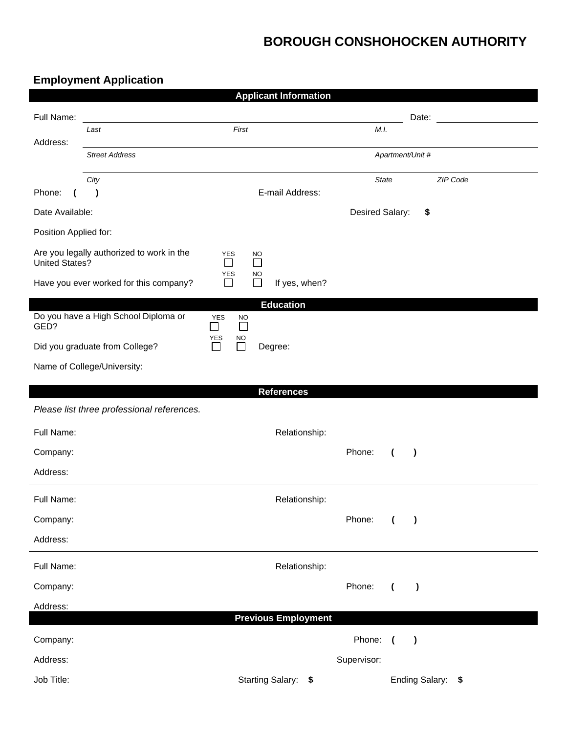# BOROUGH CONSHOHOCKEN AUTHORITY

## Employment Application

### Applicant Information

Full Name: ______________________________ Date: ____________

*Last* *First* *M.I.*

Address: ______________________________

*Street Address* *Apartment/Unit #*

______________________________

*City* *State* *ZIP Code*

Phone: **( )** E-mail Address:

Date Available: Desired Salary: **$**

Position Applied for:

Are you legally authorized to work in the United States? YES ☐ NO ☐

Have you ever worked for this company? YES ☐ NO ☐ If yes, when?

### Education

Do you have a High School Diploma or GED? YES ☐ NO ☐

Did you graduate from College? YES ☐ NO ☐ Degree:

Name of College/University:

### References

*Please list three professional references.*

Full Name: Relationship:

Company: Phone: **( )**

Address:

---

Full Name: Relationship:

Company: Phone: **( )**

Address:

---

Full Name: Relationship:

Company: Phone: **( )**

Address:

### Previous Employment

Company: Phone: **( )**

Address: Supervisor:

Job Title: Starting Salary: **$** Ending Salary: **$**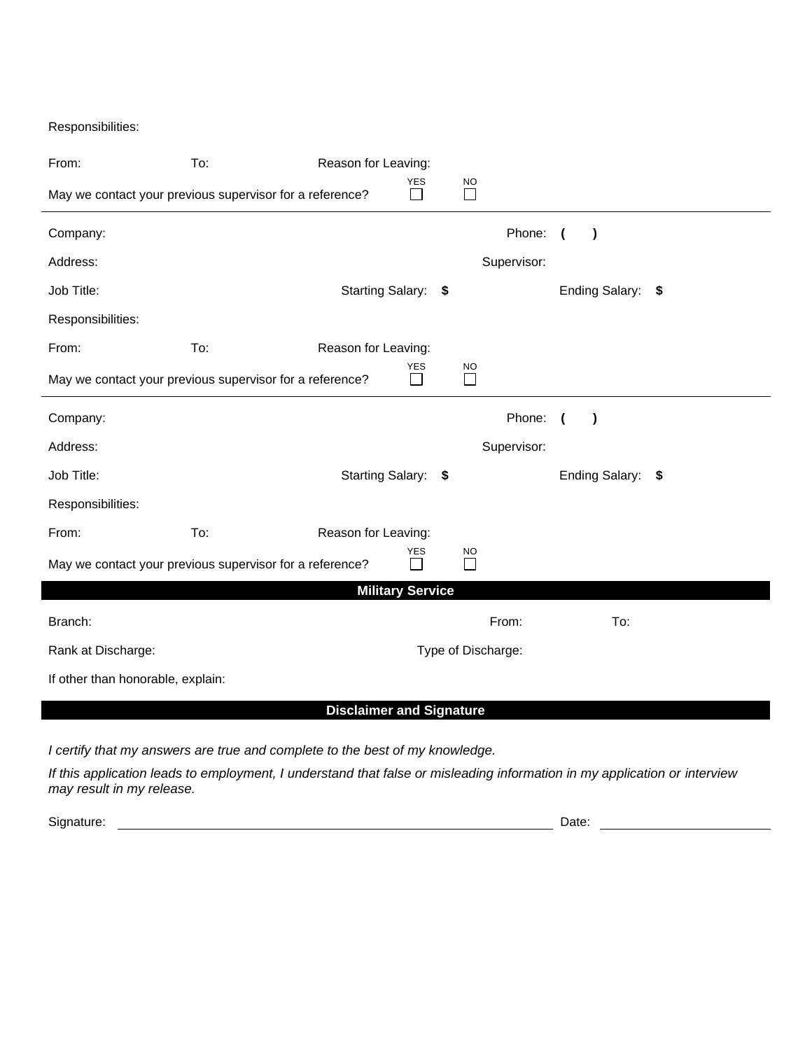Responsibilities:

From: To: Reason for Leaving:

May we contact your previous supervisor for a reference? YES ☐ NO ☐

---

Company: Phone: ( )

Address: Supervisor:

Job Title: Starting Salary: **$** Ending Salary: **$**

Responsibilities:

From: To: Reason for Leaving:

May we contact your previous supervisor for a reference? YES ☐ NO ☐

---

Company: Phone: ( )

Address: Supervisor:

Job Title: Starting Salary: **$** Ending Salary: **$**

Responsibilities:

From: To: Reason for Leaving:

May we contact your previous supervisor for a reference? YES ☐ NO ☐

## Military Service

Branch: From: To:

Rank at Discharge: Type of Discharge:

If other than honorable, explain:

## Disclaimer and Signature

*I certify that my answers are true and complete to the best of my knowledge.*

*If this application leads to employment, I understand that false or misleading information in my application or interview may result in my release.*

Signature: ______________________________ Date: ______________